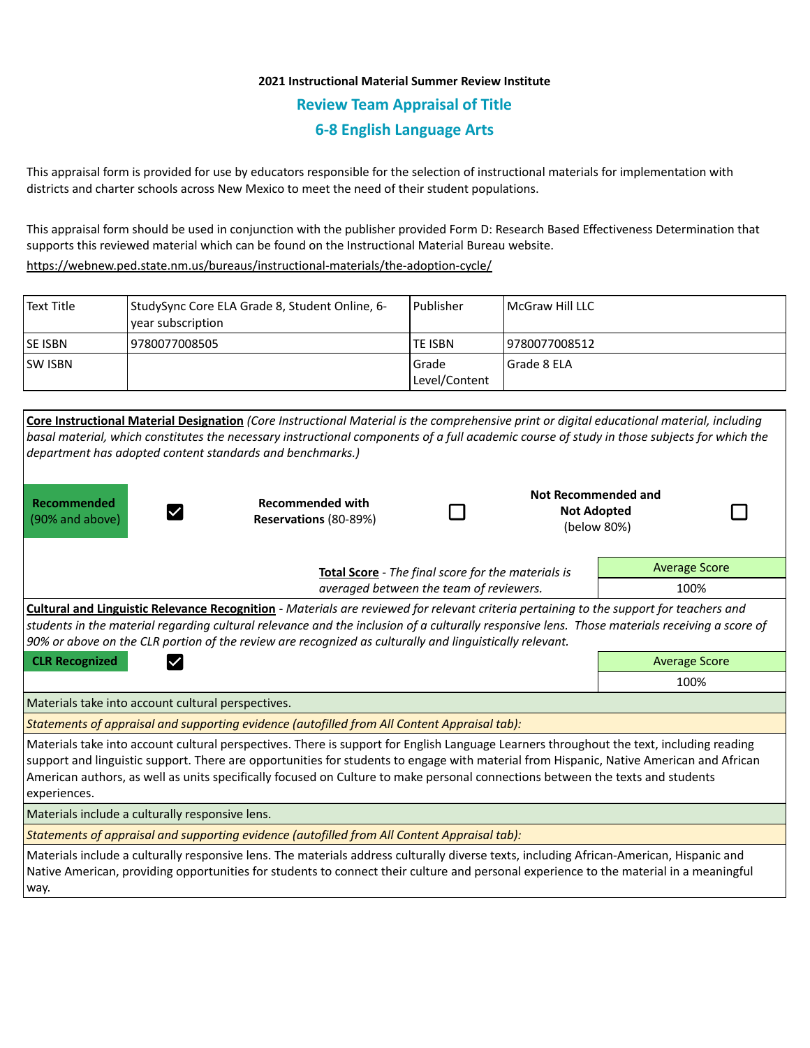**2021 Instructional Material Summer Review Institute**

## Review Team Appraisal of Title

## 6-8 English Language Arts

This appraisal form is provided for use by educators responsible for the selection of instructional materials for implementation with districts and charter schools across New Mexico to meet the need of their student populations.

This appraisal form should be used in conjunction with the publisher provided Form D: Research Based Effectiveness Determination that supports this reviewed material which can be found on the Instructional Material Bureau website.

https://webnew.ped.state.nm.us/bureaus/instructional-materials/the-adoption-cycle/

| Text Title | StudySync Core ELA Grade 8, Student Online, 6-year subscription | Publisher | McGraw Hill LLC |
|---|---|---|---|
| SE ISBN | 9780077008505 | TE ISBN | 9780077008512 |
| SW ISBN | | Grade Level/Content | Grade 8 ELA |

**Core Instructional Material Designation** *(Core Instructional Material is the comprehensive print or digital educational material, including basal material, which constitutes the necessary instructional components of a full academic course of study in those subjects for which the department has adopted content standards and benchmarks.)*

| **Recommended** (90% and above) | ☑ | **Recommended with Reservations** (80-89%) | ☐ | **Not Recommended and Not Adopted** (below 80%) | ☐ |
|---|---|---|---|---|---|

**Total Score** - *The final score for the materials is averaged between the team of reviewers.*

| Average Score |
|---|
| 100% |

**Cultural and Linguistic Relevance Recognition** - *Materials are reviewed for relevant criteria pertaining to the support for teachers and students in the material regarding cultural relevance and the inclusion of a culturally responsive lens. Those materials receiving a score of 90% or above on the CLR portion of the review are recognized as culturally and linguistically relevant.*

**CLR Recognized** ☑

| Average Score |
|---|
| 100% |

Materials take into account cultural perspectives.

*Statements of appraisal and supporting evidence (autofilled from All Content Appraisal tab):*

Materials take into account cultural perspectives. There is support for English Language Learners throughout the text, including reading support and linguistic support. There are opportunities for students to engage with material from Hispanic, Native American and African American authors, as well as units specifically focused on Culture to make personal connections between the texts and students experiences.

Materials include a culturally responsive lens.

*Statements of appraisal and supporting evidence (autofilled from All Content Appraisal tab):*

Materials include a culturally responsive lens. The materials address culturally diverse texts, including African-American, Hispanic and Native American, providing opportunities for students to connect their culture and personal experience to the material in a meaningful way.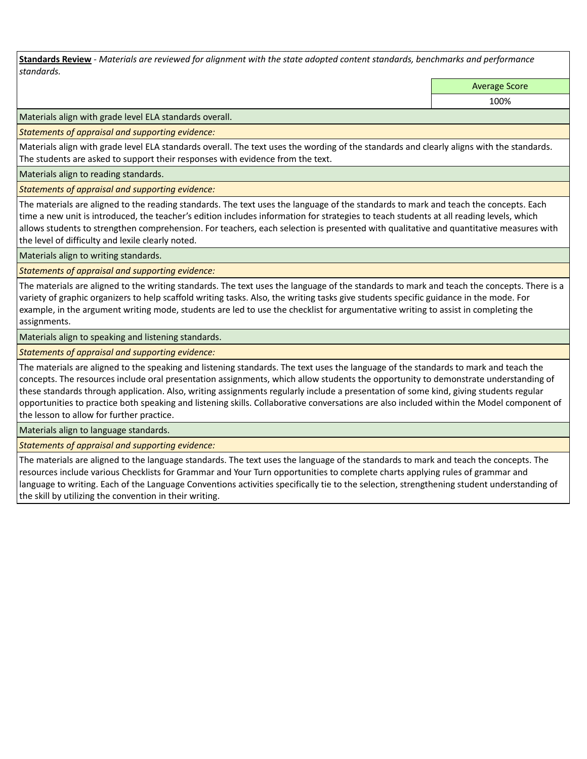**Standards Review** - *Materials are reviewed for alignment with the state adopted content standards, benchmarks and performance standards.*

| Average Score |
|---|
| 100% |

Materials align with grade level ELA standards overall.

*Statements of appraisal and supporting evidence:*

Materials align with grade level ELA standards overall. The text uses the wording of the standards and clearly aligns with the standards. The students are asked to support their responses with evidence from the text.

Materials align to reading standards.

*Statements of appraisal and supporting evidence:*

The materials are aligned to the reading standards. The text uses the language of the standards to mark and teach the concepts. Each time a new unit is introduced, the teacher's edition includes information for strategies to teach students at all reading levels, which allows students to strengthen comprehension. For teachers, each selection is presented with qualitative and quantitative measures with the level of difficulty and lexile clearly noted.

Materials align to writing standards.

*Statements of appraisal and supporting evidence:*

The materials are aligned to the writing standards. The text uses the language of the standards to mark and teach the concepts. There is a variety of graphic organizers to help scaffold writing tasks. Also, the writing tasks give students specific guidance in the mode. For example, in the argument writing mode, students are led to use the checklist for argumentative writing to assist in completing the assignments.

Materials align to speaking and listening standards.

*Statements of appraisal and supporting evidence:*

The materials are aligned to the speaking and listening standards. The text uses the language of the standards to mark and teach the concepts. The resources include oral presentation assignments, which allow students the opportunity to demonstrate understanding of these standards through application. Also, writing assignments regularly include a presentation of some kind, giving students regular opportunities to practice both speaking and listening skills. Collaborative conversations are also included within the Model component of the lesson to allow for further practice.

Materials align to language standards.

*Statements of appraisal and supporting evidence:*

The materials are aligned to the language standards. The text uses the language of the standards to mark and teach the concepts. The resources include various Checklists for Grammar and Your Turn opportunities to complete charts applying rules of grammar and language to writing. Each of the Language Conventions activities specifically tie to the selection, strengthening student understanding of the skill by utilizing the convention in their writing.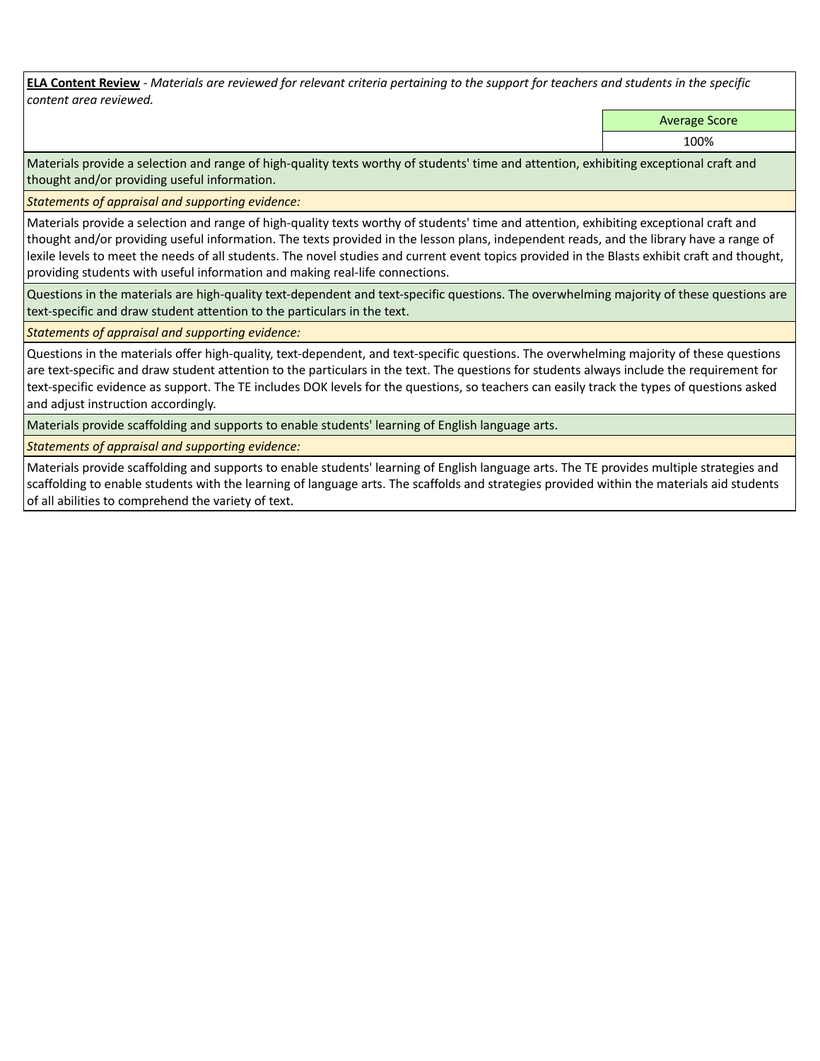**ELA Content Review** - *Materials are reviewed for relevant criteria pertaining to the support for teachers and students in the specific content area reviewed.*

| | Average Score |
|---|---|
| | 100% |

Materials provide a selection and range of high-quality texts worthy of students' time and attention, exhibiting exceptional craft and thought and/or providing useful information.

*Statements of appraisal and supporting evidence:*

Materials provide a selection and range of high-quality texts worthy of students' time and attention, exhibiting exceptional craft and thought and/or providing useful information. The texts provided in the lesson plans, independent reads, and the library have a range of lexile levels to meet the needs of all students. The novel studies and current event topics provided in the Blasts exhibit craft and thought, providing students with useful information and making real-life connections.

Questions in the materials are high-quality text-dependent and text-specific questions. The overwhelming majority of these questions are text-specific and draw student attention to the particulars in the text.

*Statements of appraisal and supporting evidence:*

Questions in the materials offer high-quality, text-dependent, and text-specific questions. The overwhelming majority of these questions are text-specific and draw student attention to the particulars in the text. The questions for students always include the requirement for text-specific evidence as support. The TE includes DOK levels for the questions, so teachers can easily track the types of questions asked and adjust instruction accordingly.

Materials provide scaffolding and supports to enable students' learning of English language arts.

*Statements of appraisal and supporting evidence:*

Materials provide scaffolding and supports to enable students' learning of English language arts. The TE provides multiple strategies and scaffolding to enable students with the learning of language arts. The scaffolds and strategies provided within the materials aid students of all abilities to comprehend the variety of text.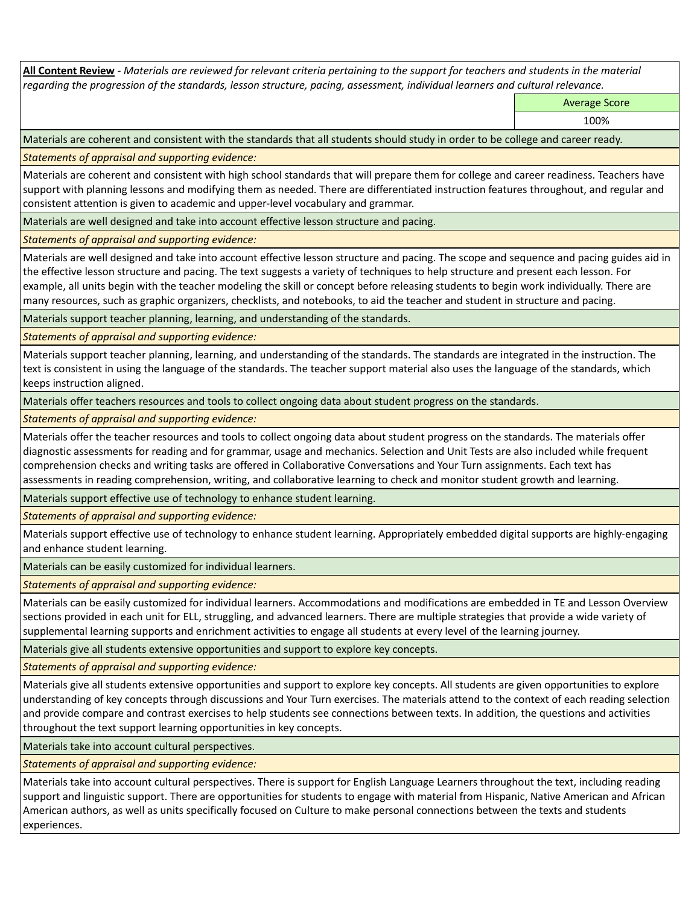**All Content Review** - *Materials are reviewed for relevant criteria pertaining to the support for teachers and students in the material regarding the progression of the standards, lesson structure, pacing, assessment, individual learners and cultural relevance.*

| Average Score |
| --- |
| 100% |

Materials are coherent and consistent with the standards that all students should study in order to be college and career ready.

*Statements of appraisal and supporting evidence:*

Materials are coherent and consistent with high school standards that will prepare them for college and career readiness. Teachers have support with planning lessons and modifying them as needed. There are differentiated instruction features throughout, and regular and consistent attention is given to academic and upper-level vocabulary and grammar.

Materials are well designed and take into account effective lesson structure and pacing.

*Statements of appraisal and supporting evidence:*

Materials are well designed and take into account effective lesson structure and pacing. The scope and sequence and pacing guides aid in the effective lesson structure and pacing. The text suggests a variety of techniques to help structure and present each lesson. For example, all units begin with the teacher modeling the skill or concept before releasing students to begin work individually. There are many resources, such as graphic organizers, checklists, and notebooks, to aid the teacher and student in structure and pacing.

Materials support teacher planning, learning, and understanding of the standards.

*Statements of appraisal and supporting evidence:*

Materials support teacher planning, learning, and understanding of the standards. The standards are integrated in the instruction. The text is consistent in using the language of the standards. The teacher support material also uses the language of the standards, which keeps instruction aligned.

Materials offer teachers resources and tools to collect ongoing data about student progress on the standards.

*Statements of appraisal and supporting evidence:*

Materials offer the teacher resources and tools to collect ongoing data about student progress on the standards. The materials offer diagnostic assessments for reading and for grammar, usage and mechanics. Selection and Unit Tests are also included while frequent comprehension checks and writing tasks are offered in Collaborative Conversations and Your Turn assignments. Each text has assessments in reading comprehension, writing, and collaborative learning to check and monitor student growth and learning.

Materials support effective use of technology to enhance student learning.

*Statements of appraisal and supporting evidence:*

Materials support effective use of technology to enhance student learning. Appropriately embedded digital supports are highly-engaging and enhance student learning.

Materials can be easily customized for individual learners.

*Statements of appraisal and supporting evidence:*

Materials can be easily customized for individual learners. Accommodations and modifications are embedded in TE and Lesson Overview sections provided in each unit for ELL, struggling, and advanced learners. There are multiple strategies that provide a wide variety of supplemental learning supports and enrichment activities to engage all students at every level of the learning journey.

Materials give all students extensive opportunities and support to explore key concepts.

*Statements of appraisal and supporting evidence:*

Materials give all students extensive opportunities and support to explore key concepts. All students are given opportunities to explore understanding of key concepts through discussions and Your Turn exercises. The materials attend to the context of each reading selection and provide compare and contrast exercises to help students see connections between texts. In addition, the questions and activities throughout the text support learning opportunities in key concepts.

Materials take into account cultural perspectives.

*Statements of appraisal and supporting evidence:*

Materials take into account cultural perspectives. There is support for English Language Learners throughout the text, including reading support and linguistic support. There are opportunities for students to engage with material from Hispanic, Native American and African American authors, as well as units specifically focused on Culture to make personal connections between the texts and students experiences.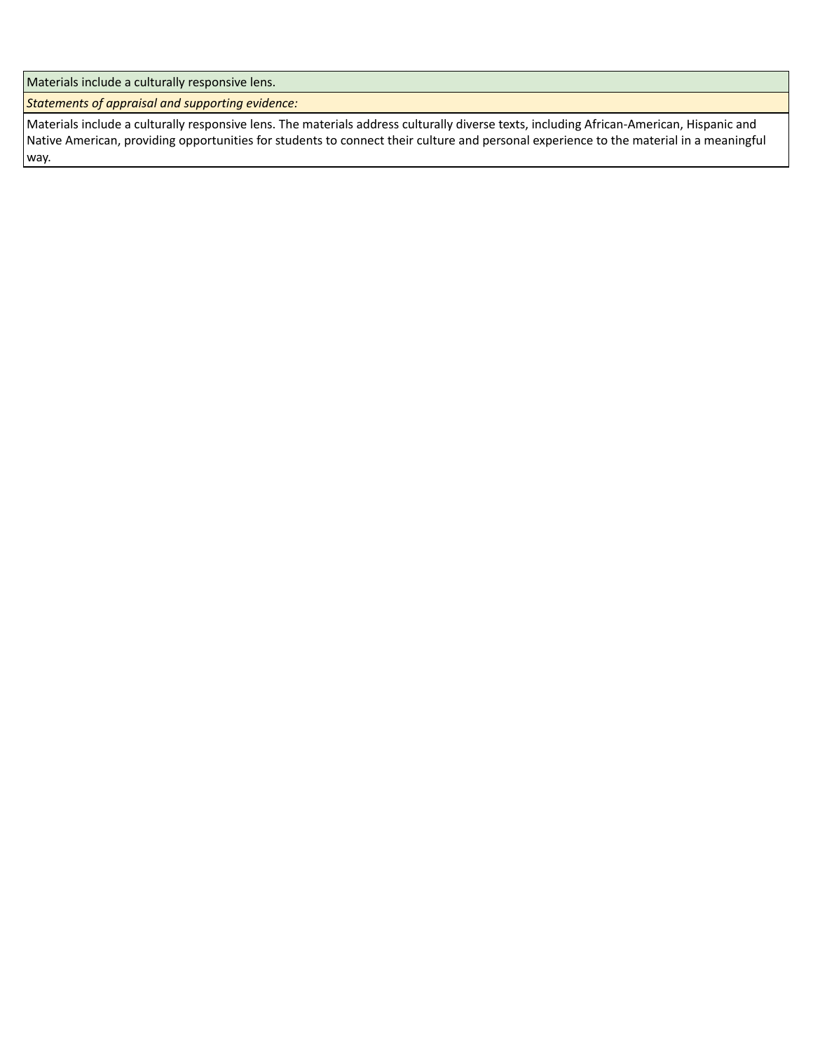| Materials include a culturally responsive lens. |
| --- |
| *Statements of appraisal and supporting evidence:* |
| Materials include a culturally responsive lens. The materials address culturally diverse texts, including African-American, Hispanic and Native American, providing opportunities for students to connect their culture and personal experience to the material in a meaningful way. |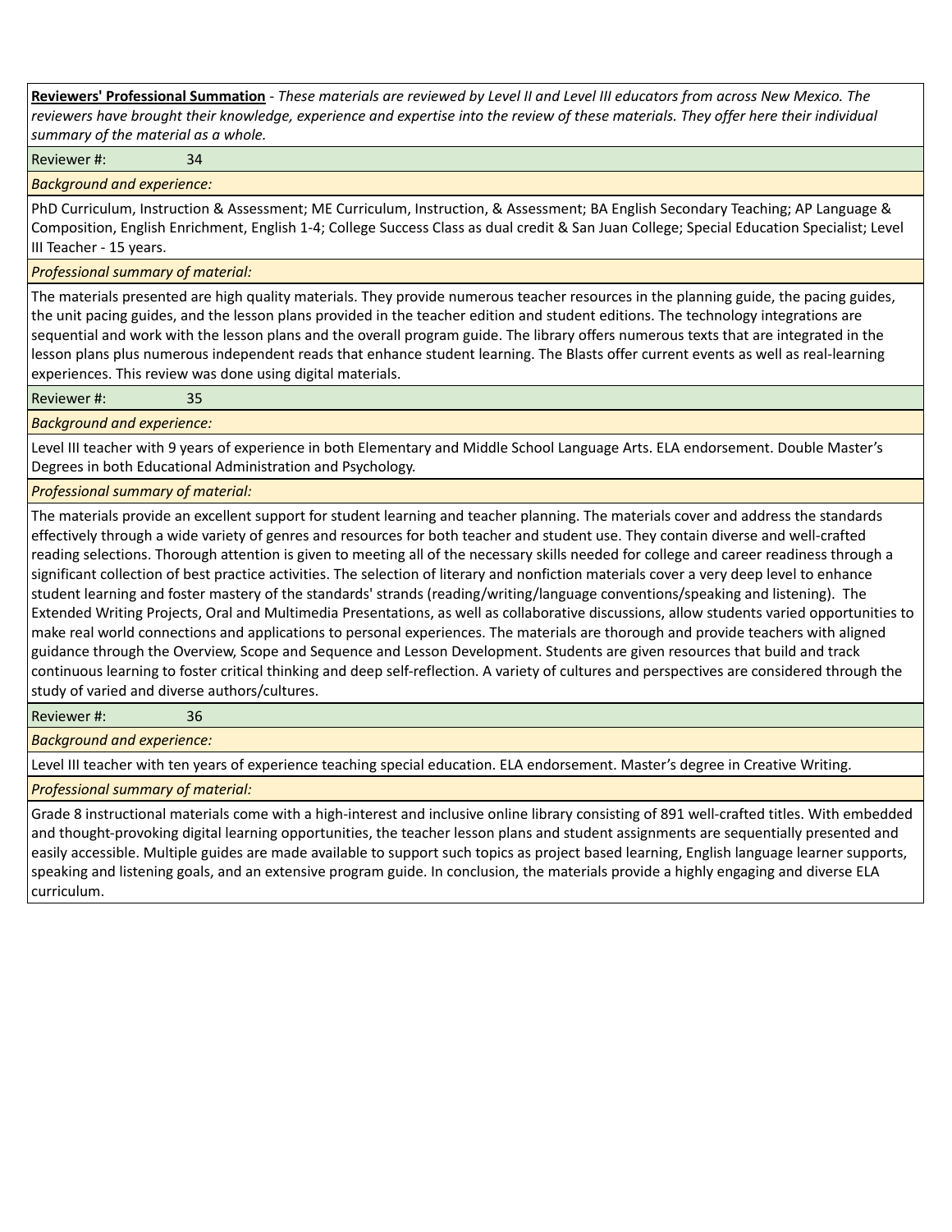**<u>Reviewers' Professional Summation</u>** - *These materials are reviewed by Level II and Level III educators from across New Mexico. The reviewers have brought their knowledge, experience and expertise into the review of these materials. They offer here their individual summary of the material as a whole.*

Reviewer #: 34

*Background and experience:*

PhD Curriculum, Instruction & Assessment; ME Curriculum, Instruction, & Assessment; BA English Secondary Teaching; AP Language & Composition, English Enrichment, English 1-4; College Success Class as dual credit & San Juan College; Special Education Specialist; Level III Teacher - 15 years.

*Professional summary of material:*

The materials presented are high quality materials. They provide numerous teacher resources in the planning guide, the pacing guides, the unit pacing guides, and the lesson plans provided in the teacher edition and student editions. The technology integrations are sequential and work with the lesson plans and the overall program guide. The library offers numerous texts that are integrated in the lesson plans plus numerous independent reads that enhance student learning. The Blasts offer current events as well as real-learning experiences. This review was done using digital materials.

Reviewer #: 35

*Background and experience:*

Level III teacher with 9 years of experience in both Elementary and Middle School Language Arts. ELA endorsement. Double Master's Degrees in both Educational Administration and Psychology.

*Professional summary of material:*

The materials provide an excellent support for student learning and teacher planning. The materials cover and address the standards effectively through a wide variety of genres and resources for both teacher and student use. They contain diverse and well-crafted reading selections. Thorough attention is given to meeting all of the necessary skills needed for college and career readiness through a significant collection of best practice activities. The selection of literary and nonfiction materials cover a very deep level to enhance student learning and foster mastery of the standards' strands (reading/writing/language conventions/speaking and listening). The Extended Writing Projects, Oral and Multimedia Presentations, as well as collaborative discussions, allow students varied opportunities to make real world connections and applications to personal experiences. The materials are thorough and provide teachers with aligned guidance through the Overview, Scope and Sequence and Lesson Development. Students are given resources that build and track continuous learning to foster critical thinking and deep self-reflection. A variety of cultures and perspectives are considered through the study of varied and diverse authors/cultures.

Reviewer #: 36

*Background and experience:*

Level III teacher with ten years of experience teaching special education. ELA endorsement. Master's degree in Creative Writing.

*Professional summary of material:*

Grade 8 instructional materials come with a high-interest and inclusive online library consisting of 891 well-crafted titles. With embedded and thought-provoking digital learning opportunities, the teacher lesson plans and student assignments are sequentially presented and easily accessible. Multiple guides are made available to support such topics as project based learning, English language learner supports, speaking and listening goals, and an extensive program guide. In conclusion, the materials provide a highly engaging and diverse ELA curriculum.